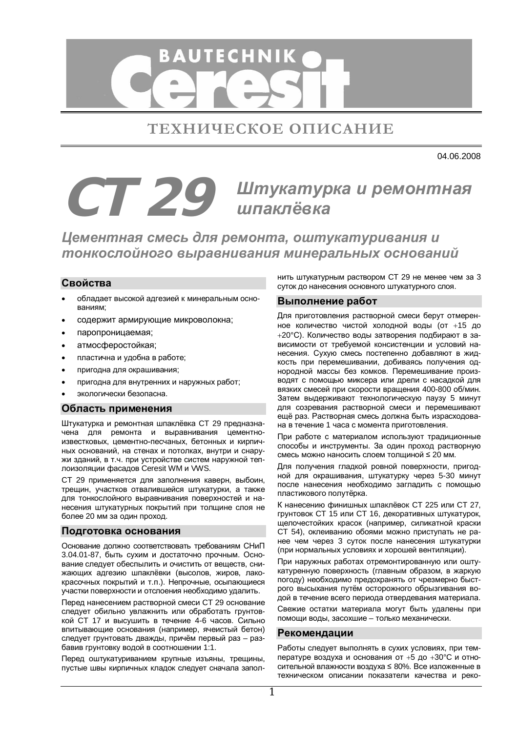BAUTECHNIK Ceresit

# ТЕХНИЧЕСКОЕ ОПИСАНИЕ

04.06.2008

# CT 29 *Штукатурка и ремонтная шпаклёвка*

## *Цементная смесь для ремонта, оштукатуривания и тонкослойного выравнивания минеральных оснований*

## Свойства

- обладает высокой адгезией к минеральным основаниям;
- содержит армирующие микроволокна;
- паропроницаемая;
- атмосферостойкая;
- пластична и удобна в работе;
- пригодна для окрашивания;
- пригодна для внутренних и наружных работ;
- экологически безопасна.

## Область применения

Штукатурка и ремонтная шпаклёвка CT 29 предназначена для ремонта и выравнивания цементно-известковых, цементно-песчаных, бетонных и кирпичных оснований, на стенах и потолках, внутри и снаружи зданий, в т.ч. при устройстве систем наружной теплоизоляции фасадов Ceresit WM и VWS.

CT 29 применяется для заполнения каверн, выбоин, трещин, участков отвалившейся штукатурки, а также для тонкослойного выравнивания поверхностей и нанесения штукатурных покрытий при толщине слоя не более 20 мм за один проход.

## Подготовка основания

Основание должно соответствовать требованиям СНиП 3.04.01-87, быть сухим и достаточно прочным. Основание следует обеспылить и очистить от веществ, снижающих адгезию шпаклёвки (высолов, жиров, лакокрасочных покрытий и т.п.). Непрочные, осыпающиеся участки поверхности и отслоения необходимо удалить.

Перед нанесением растворной смеси CT 29 основание следует обильно увлажнить или обработать грунтовкой CT 17 и высушить в течение 4-6 часов. Сильно впитывающие основания (например, ячеистый бетон) следует грунтовать дважды, причём первый раз – разбавив грунтовку водой в соотношении 1:1.

Перед оштукатуриванием крупные изъяны, трещины, пустые швы кирпичных кладок следует сначала заполнить штукатурным раствором CT 29 не менее чем за 3 суток до нанесения основного штукатурного слоя.

## Выполнение работ

Для приготовления растворной смеси берут отмеренное количество чистой холодной воды (от +15 до +20°C). Количество воды затворения подбирают в зависимости от требуемой консистенции и условий нанесения. Сухую смесь постепенно добавляют в жидкость при перемешивании, добиваясь получения однородной массы без комков. Перемешивание производят с помощью миксера или дрели с насадкой для вязких смесей при скорости вращения 400-800 об/мин. Затем выдерживают технологическую паузу 5 минут для созревания растворной смеси и перемешивают ещё раз. Растворная смесь должна быть израсходована в течение 1 часа с момента приготовления.

При работе с материалом используют традиционные способы и инструменты. За один проход растворную смесь можно наносить слоем толщиной ≤ 20 мм.

Для получения гладкой ровной поверхности, пригодной для окрашивания, штукатурку через 5-30 минут после нанесения необходимо загладить с помощью пластикового полутёрка.

К нанесению финишных шпаклёвок CT 225 или CT 27, грунтовок CT 15 или CT 16, декоративных штукатурок, щелочестойких красок (например, силикатной краски CT 54), оклеиванию обоями можно приступать не ранее чем через 3 суток после нанесения штукатурки (при нормальных условиях и хорошей вентиляции).

При наружных работах отремонтированную или оштукатуренную поверхность (главным образом, в жаркую погоду) необходимо предохранять от чрезмерно быстрого высыхания путём осторожного обрызгивания водой в течение всего периода отвердевания материала.

Свежие остатки материала могут быть удалены при помощи воды, засохшие – только механически.

## Рекомендации

Работы следует выполнять в сухих условиях, при температуре воздуха и основания от +5 до +30°C и относительной влажности воздуха ≤ 80%. Все изложенные в техническом описании показатели качества и реко-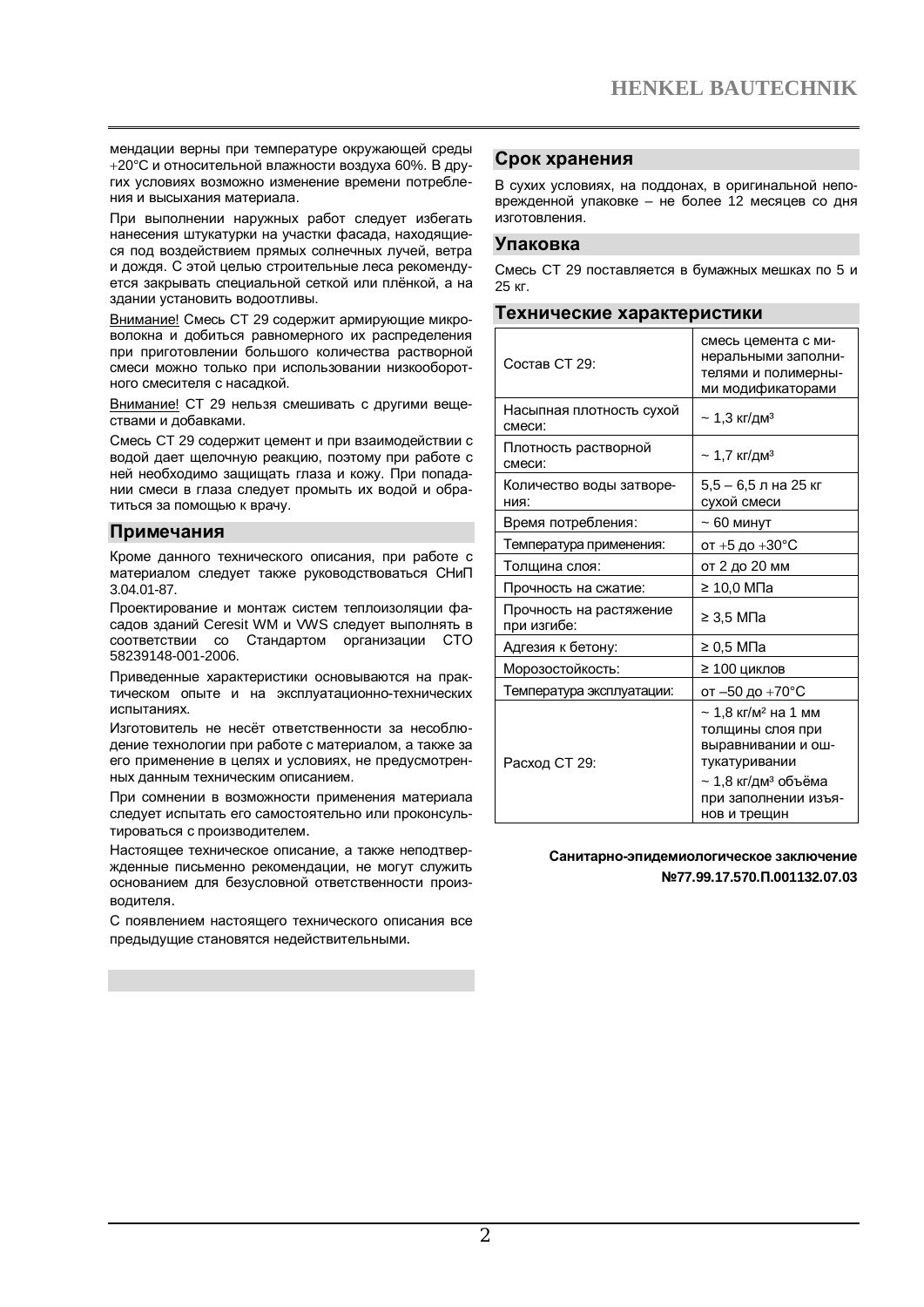мендации верны при температуре окружающей среды +20°С и относительной влажности воздуха 60%. В других условиях возможно изменение времени потребления и высыхания материала.

При выполнении наружных работ следует избегать нанесения штукатурки на участки фасада, находящиеся под воздействием прямых солнечных лучей, ветра и дождя. С этой целью строительные леса рекомендуется закрывать специальной сеткой или плёнкой, а на здании установить водоотливы.

Внимание! Смесь СТ 29 содержит армирующие микроволокна и добиться равномерного их распределения при приготовлении большого количества растворной смеси можно только при использовании низкооборотного смесителя с насадкой.

Внимание! СТ 29 нельзя смешивать с другими веществами и добавками.

Смесь СТ 29 содержит цемент и при взаимодействии с водой дает щелочную реакцию, поэтому при работе с ней необходимо защищать глаза и кожу. При попадании смеси в глаза следует промыть их водой и обратиться за помощью к врачу.

## Примечания

Кроме данного технического описания, при работе с материалом следует также руководствоваться СНиП 3.04.01-87.

Проектирование и монтаж систем теплоизоляции фасадов зданий Ceresit WM и VWS следует выполнять в соответствии со Стандартом организации СТО 58239148-001-2006.

Приведенные характеристики основываются на практическом опыте и на эксплуатационно-технических испытаниях.

Изготовитель не несёт ответственности за несоблюдение технологии при работе с материалом, а также за его применение в целях и условиях, не предусмотренных данным техническим описанием.

При сомнении в возможности применения материала следует испытать его самостоятельно или проконсультироваться с производителем.

Настоящее техническое описание, а также неподтвержденные письменно рекомендации, не могут служить основанием для безусловной ответственности производителя.

С появлением настоящего технического описания все предыдущие становятся недействительными.

## Срок хранения

В сухих условиях, на поддонах, в оригинальной неповрежденной упаковке – не более 12 месяцев со дня изготовления.

## Упаковка

Смесь СТ 29 поставляется в бумажных мешках по 5 и 25 кг.

## Технические характеристики

| | |
|---|---|
| Состав СТ 29: | смесь цемента с минеральными заполнителями и полимерными модификаторами |
| Насыпная плотность сухой смеси: | ~ 1,3 кг/дм³ |
| Плотность растворной смеси: | ~ 1,7 кг/дм³ |
| Количество воды затворения: | 5,5 – 6,5 л на 25 кг сухой смеси |
| Время потребления: | ~ 60 минут |
| Температура применения: | от +5 до +30°С |
| Толщина слоя: | от 2 до 20 мм |
| Прочность на сжатие: | ≥ 10,0 МПа |
| Прочность на растяжение при изгибе: | ≥ 3,5 МПа |
| Адгезия к бетону: | ≥ 0,5 МПа |
| Морозостойкость: | ≥ 100 циклов |
| Температура эксплуатации: | от –50 до +70°С |
| Расход СТ 29: | ~ 1,8 кг/м² на 1 мм толщины слоя при выравнивании и оштукатуривании<br>~ 1,8 кг/дм³ объёма при заполнении изъянов и трещин |

**Санитарно-эпидемиологическое заключение**
**№77.99.17.570.П.001132.07.03**